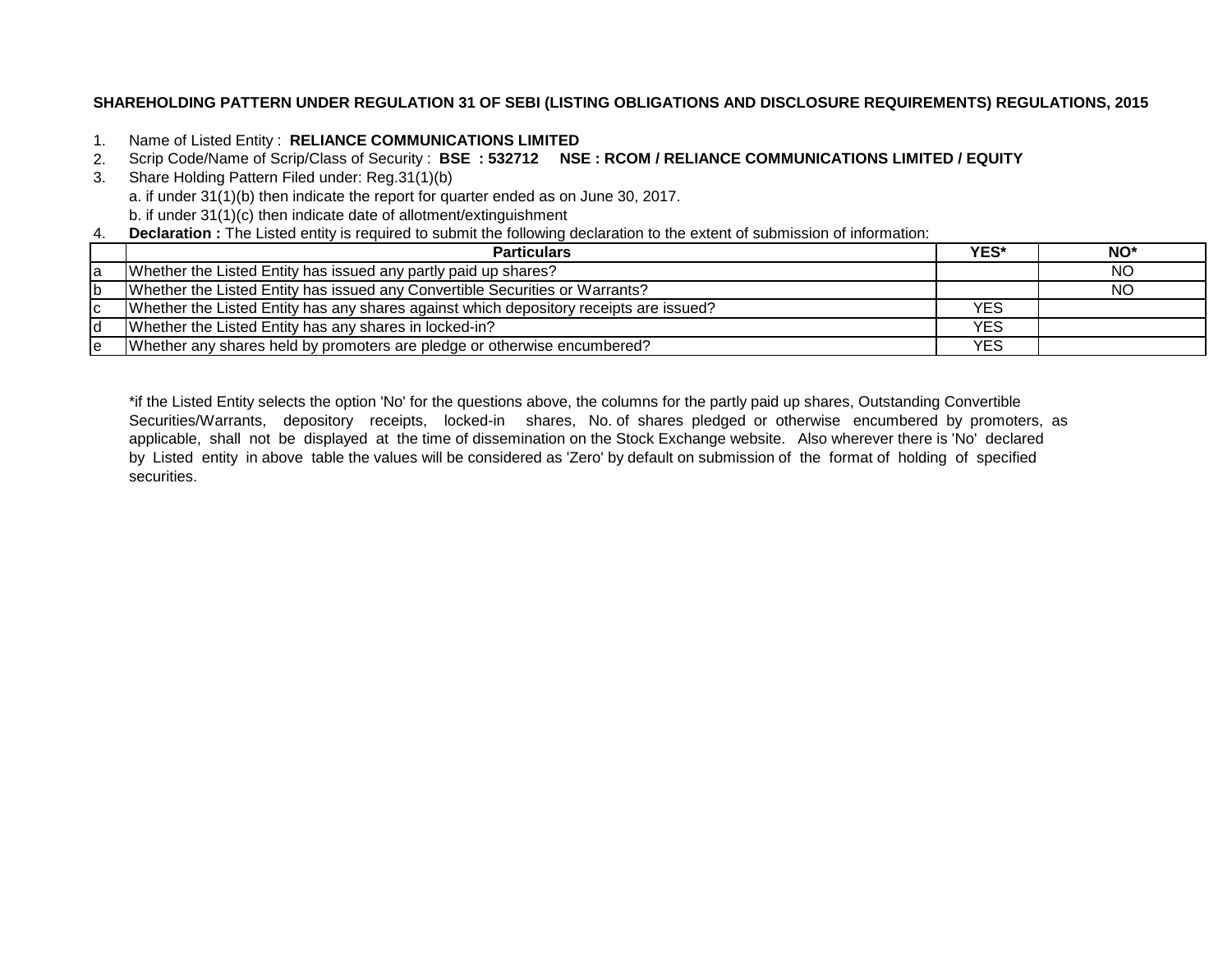**SHAREHOLDING PATTERN UNDER REGULATION 31 OF SEBI (LISTING OBLIGATIONS AND DISCLOSURE REQUIREMENTS) REGULATIONS, 2015**

1. Name of Listed Entity : **RELIANCE COMMUNICATIONS LIMITED**
2. Scrip Code/Name of Scrip/Class of Security : **BSE : 532712 NSE : RCOM / RELIANCE COMMUNICATIONS LIMITED / EQUITY**
3. Share Holding Pattern Filed under: Reg.31(1)(b)
   a. if under 31(1)(b) then indicate the report for quarter ended as on June 30, 2017.
   b. if under 31(1)(c) then indicate date of allotment/extinguishment
4. **Declaration :** The Listed entity is required to submit the following declaration to the extent of submission of information:

| | Particulars | YES* | NO* |
|---|---|---|---|
| a | Whether the Listed Entity has issued any partly paid up shares? | | NO |
| b | Whether the Listed Entity has issued any Convertible Securities or Warrants? | | NO |
| c | Whether the Listed Entity has any shares against which depository receipts are issued? | YES | |
| d | Whether the Listed Entity has any shares in locked-in? | YES | |
| e | Whether any shares held by promoters are pledge or otherwise encumbered? | YES | |

*if the Listed Entity selects the option 'No' for the questions above, the columns for the partly paid up shares, Outstanding Convertible Securities/Warrants, depository receipts, locked-in shares, No. of shares pledged or otherwise encumbered by promoters, as applicable, shall not be displayed at the time of dissemination on the Stock Exchange website. Also wherever there is 'No' declared by Listed entity in above table the values will be considered as 'Zero' by default on submission of the format of holding of specified securities.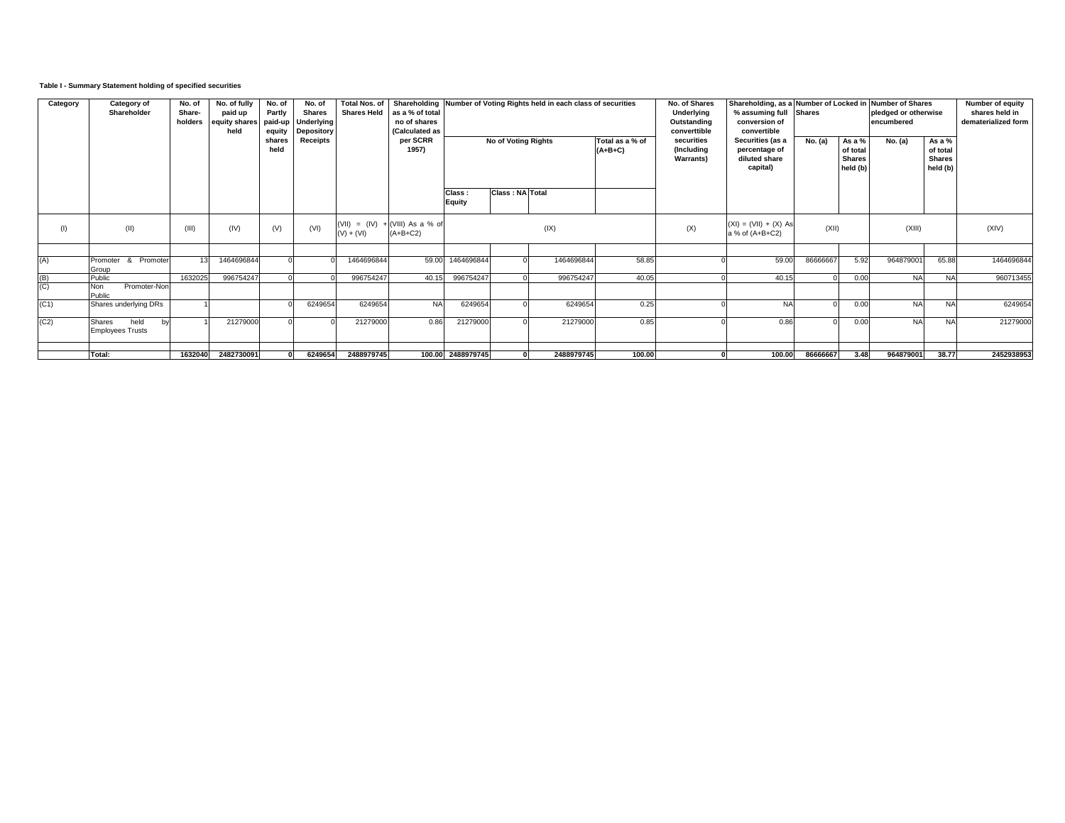**Table I - Summary Statement holding of specified securities**

| Category | Category of Shareholder | No. of Share-holders | No. of fully paid up equity shares held | No. of Partly paid-up equity shares held | No. of Shares Underlying Depository Receipts | Total Nos. of Shares Held | Shareholding as a % of total no of shares (Calculated as per SCRR 1957) | Number of Voting Rights held in each class of securities | | | | No. of Shares Underlying Outstanding converttible securities (Including Warrants) | Shareholding, as a % assuming full conversion of convertible Securities (as a percentage of diluted share capital) | Number of Locked in Shares | | Number of Shares pledged or otherwise encumbered | | Number of equity shares held in dematerialized form |
|---|---|---|---|---|---|---|---|---|---|---|---|---|---|---|---|---|---|---|
| | | | | | | | | No of Voting Rights | | | Total as a % of (A+B+C) | | | No. (a) | As a % of total Shares held (b) | No. (a) | As a % of total Shares held (b) | |
| | | | | | | | | Class : Equity | Class : NA | Total | | | | | | | | |
| (I) | (II) | (III) | (IV) | (V) | (VI) | (VII) = (IV) + (V) + (VI) | (VIII) As a % of (A+B+C2) | (IX) | | | | (X) | (XI) = (VII) + (X) As a % of (A+B+C2) | (XII) | | (XIII) | | (XIV) |
| (A) | Promoter & Promoter Group | 13 | 1464696844 | 0 | 0 | 1464696844 | 59.00 | 1464696844 | 0 | 1464696844 | 58.85 | 0 | 59.00 | 86666667 | 5.92 | 964879001 | 65.88 | 1464696844 |
| (B) | Public | 1632025 | 996754247 | 0 | 0 | 996754247 | 40.15 | 996754247 | 0 | 996754247 | 40.05 | 0 | 40.15 | 0 | 0.00 | NA | NA | 960713455 |
| (C) | Non Promoter-Non Public | | | | | | | | | | | | | | | | | |
| (C1) | Shares underlying DRs | 1 | | 0 | 6249654 | 6249654 | NA | 6249654 | 0 | 6249654 | 0.25 | 0 | NA | 0 | 0.00 | NA | NA | 6249654 |
| (C2) | Shares held by Employees Trusts | 1 | 21279000 | 0 | 0 | 21279000 | 0.86 | 21279000 | 0 | 21279000 | 0.85 | 0 | 0.86 | 0 | 0.00 | NA | NA | 21279000 |
| | **Total:** | **1632040** | **2482730091** | **0** | **6249654** | **2488979745** | **100.00** | **2488979745** | **0** | **2488979745** | **100.00** | **0** | **100.00** | **86666667** | **3.48** | **964879001** | **38.77** | **2452938953** |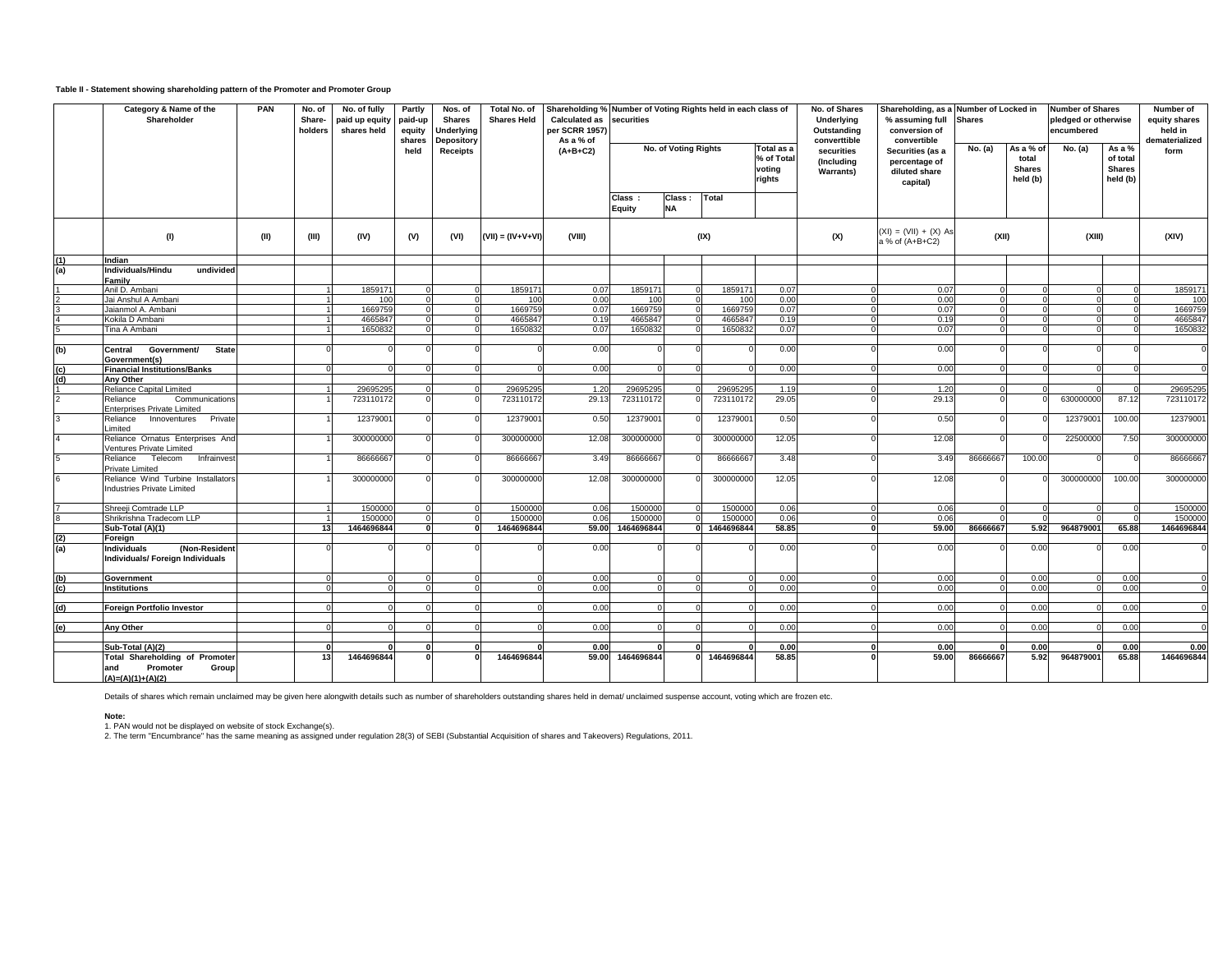**Table II - Statement showing shareholding pattern of the Promoter and Promoter Group**

| | Category & Name of the Shareholder | PAN | No. of Share-holders | No. of fully paid up equity shares held | Partly paid-up equity shares held | Nos. of Shares Underlying Depository Receipts | Total No. of Shares Held | Shareholding % Calculated as per SCRR 1957) As a % of (A+B+C2) | Number of Voting Rights held in each class of securities | | | | No. of Shares Underlying Outstanding converttible securities (Including Warrants) | Shareholding, as a % assuming full conversion of convertible Securities (as a percentage of diluted share capital) | Number of Locked in Shares | | Number of Shares pledged or otherwise encumbered | | Number of equity shares held in dematerialized form |
|---|---|---|---|---|---|---|---|---|---|---|---|---|---|---|---|---|---|---|---|
| | | | | | | | | | No. of Voting Rights | | | Total as a % of Total voting rights | | | No. (a) | As a % of total Shares held (b) | No. (a) | As a % of total Shares held (b) | |
| | | | | | | | | | Class : Equity | Class : NA | Total | | | | | | | | |
| | (I) | (II) | (III) | (IV) | (V) | (VI) | (VII) = (IV+V+VI) | (VIII) | (IX) | | | | (X) | (XI) = (VII) + (X) As a % of (A+B+C2) | (XII) | | (XIII) | | (XIV) |
| (1) | **Indian** | | | | | | | | | | | | | | | | | | |
| (a) | **Individuals/Hindu undivided Family** | | | | | | | | | | | | | | | | | | |
| 1 | Anil D. Ambani | | 1 | 1859171 | 0 | 0 | 1859171 | 0.07 | 1859171 | 0 | 1859171 | 0.07 | 0 | 0.07 | 0 | 0 | 0 | 0 | 1859171 |
| 2 | Jai Anshul A Ambani | | 1 | 100 | 0 | 0 | 100 | 0.00 | 100 | 0 | 100 | 0.00 | 0 | 0.00 | 0 | 0 | 0 | 0 | 100 |
| 3 | Jaianmol A. Ambani | | 1 | 1669759 | 0 | 0 | 1669759 | 0.07 | 1669759 | 0 | 1669759 | 0.07 | 0 | 0.07 | 0 | 0 | 0 | 0 | 1669759 |
| 4 | Kokila D Ambani | | 1 | 4665847 | 0 | 0 | 4665847 | 0.19 | 4665847 | 0 | 4665847 | 0.19 | 0 | 0.19 | 0 | 0 | 0 | 0 | 4665847 |
| 5 | Tina A Ambani | | 1 | 1650832 | 0 | 0 | 1650832 | 0.07 | 1650832 | 0 | 1650832 | 0.07 | 0 | 0.07 | 0 | 0 | 0 | 0 | 1650832 |
| (b) | **Central Government/ State Government(s)** | | 0 | 0 | 0 | 0 | 0 | 0.00 | 0 | 0 | 0 | 0.00 | 0 | 0.00 | 0 | 0 | 0 | 0 | 0 |
| (c) | **Financial Institutions/Banks** | | 0 | 0 | 0 | 0 | 0 | 0.00 | 0 | 0 | 0 | 0.00 | 0 | 0.00 | 0 | 0 | 0 | 0 | 0 |
| (d) | **Any Other** | | | | | | | | | | | | | | | | | | |
| 1 | Reliance Capital Limited | | 1 | 29695295 | 0 | 0 | 29695295 | 1.20 | 29695295 | 0 | 29695295 | 1.19 | 0 | 1.20 | 0 | 0 | 0 | 0 | 29695295 |
| 2 | Reliance Communications Enterprises Private Limited | | 1 | 723110172 | 0 | 0 | 723110172 | 29.13 | 723110172 | 0 | 723110172 | 29.05 | 0 | 29.13 | 0 | 0 | 630000000 | 87.12 | 723110172 |
| 3 | Reliance Innoventures Private Limited | | 1 | 12379001 | 0 | 0 | 12379001 | 0.50 | 12379001 | 0 | 12379001 | 0.50 | 0 | 0.50 | 0 | 0 | 12379001 | 100.00 | 12379001 |
| 4 | Reliance Ornatus Enterprises And Ventures Private Limited | | 1 | 300000000 | 0 | 0 | 300000000 | 12.08 | 300000000 | 0 | 300000000 | 12.05 | 0 | 12.08 | 0 | 0 | 22500000 | 7.50 | 300000000 |
| 5 | Reliance Telecom Infrainvest Private Limited | | 1 | 86666667 | 0 | 0 | 86666667 | 3.49 | 86666667 | 0 | 86666667 | 3.48 | 0 | 3.49 | 86666667 | 100.00 | 0 | 0 | 86666667 |
| 6 | Reliance Wind Turbine Installators Industries Private Limited | | 1 | 300000000 | 0 | 0 | 300000000 | 12.08 | 300000000 | 0 | 300000000 | 12.05 | 0 | 12.08 | 0 | 0 | 300000000 | 100.00 | 300000000 |
| 7 | Shreeji Comtrade LLP | | 1 | 1500000 | 0 | 0 | 1500000 | 0.06 | 1500000 | 0 | 1500000 | 0.06 | 0 | 0.06 | 0 | 0 | 0 | 0 | 1500000 |
| 8 | Shrikrishna Tradecom LLP | | 1 | 1500000 | 0 | 0 | 1500000 | 0.06 | 1500000 | 0 | 1500000 | 0.06 | 0 | 0.06 | 0 | 0 | 0 | 0 | 1500000 |
| | **Sub-Total (A)(1)** | | **13** | **1464696844** | **0** | **0** | **1464696844** | **59.00** | **1464696844** | **0** | **1464696844** | **58.85** | **0** | **59.00** | **86666667** | **5.92** | **964879001** | **65.88** | **1464696844** |
| (2) | **Foreign** | | | | | | | | | | | | | | | | | | |
| (a) | **Individuals (Non-Resident Individuals/ Foreign Individuals** | | 0 | 0 | 0 | 0 | 0 | 0.00 | 0 | 0 | 0 | 0.00 | 0 | 0.00 | 0 | 0.00 | 0 | 0.00 | 0 |
| (b) | **Government** | | 0 | 0 | 0 | 0 | 0 | 0.00 | 0 | 0 | 0 | 0.00 | 0 | 0.00 | 0 | 0.00 | 0 | 0.00 | 0 |
| (c) | **Institutions** | | 0 | 0 | 0 | 0 | 0 | 0.00 | 0 | 0 | 0 | 0.00 | 0 | 0.00 | 0 | 0.00 | 0 | 0.00 | 0 |
| (d) | **Foreign Portfolio Investor** | | 0 | 0 | 0 | 0 | 0 | 0.00 | 0 | 0 | 0 | 0.00 | 0 | 0.00 | 0 | 0.00 | 0 | 0.00 | 0 |
| (e) | **Any Other** | | 0 | 0 | 0 | 0 | 0 | 0.00 | 0 | 0 | 0 | 0.00 | 0 | 0.00 | 0 | 0.00 | 0 | 0.00 | 0 |
| | **Sub-Total (A)(2)** | | **0** | **0** | **0** | **0** | **0** | **0.00** | **0** | **0** | **0** | **0.00** | **0** | **0.00** | **0** | **0.00** | **0** | **0.00** | **0.00** |
| | **Total Shareholding of Promoter and Promoter Group (A)=(A)(1)+(A)(2)** | | **13** | **1464696844** | **0** | **0** | **1464696844** | **59.00** | **1464696844** | **0** | **1464696844** | **58.85** | **0** | **59.00** | **86666667** | **5.92** | **964879001** | **65.88** | **1464696844** |

Details of shares which remain unclaimed may be given here alongwith details such as number of shareholders outstanding shares held in demat/ unclaimed suspense account, voting which are frozen etc.

**Note:**

1. PAN would not be displayed on website of stock Exchange(s).
2. The term "Encumbrance" has the same meaning as assigned under regulation 28(3) of SEBI (Substantial Acquisition of shares and Takeovers) Regulations, 2011.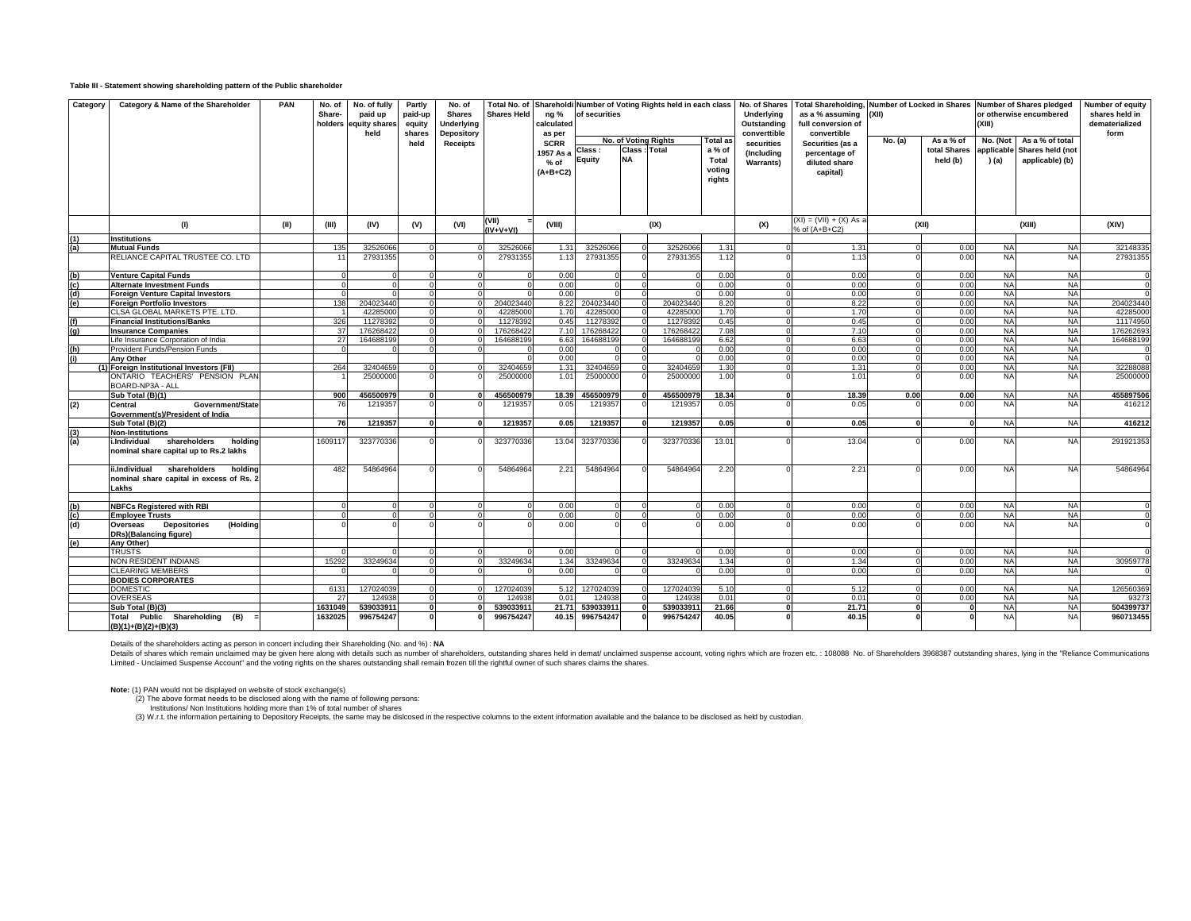**Table III - Statement showing shareholding pattern of the Public shareholder**

| Category | Category & Name of the Shareholder | PAN | No. of Share-holders | No. of fully paid up equity shares held | Partly paid-up equity shares held | No. of Shares Underlying Depository Receipts | Total No. of Shares Held | Shareholding % calculated as per SCRR 1957 As a % of (A+B+C2) | Number of Voting Rights held in each class of securities | | | | No. of Shares Underlying Outstanding converttible securities (Including Warrants) | Total Shareholding, as a % assuming full conversion of convertible Securities (as a percentage of diluted share capital) | Number of Locked in Shares (XII) | | Number of Shares pledged or otherwise encumbered (XIII) | | Number of equity shares held in dematerialized form |
|---|---|---|---|---|---|---|---|---|---|---|---|---|---|---|---|---|---|---|---|
| | | | | | | | | | No. of Voting Rights | | | Total as a % of Total voting rights | | | No. (a) | As a % of total Shares held (b) | No. (Not applicable ) (a) | As a % of total Shares held (not applicable) (b) | |
| | | | | | | | | | Class : Equity | Class : NA | Total | | | | | | | | |
| | (I) | (II) | (III) | (IV) | (V) | (VI) | (VII) = (IV+V+VI) | (VIII) | (IX) | | | | (X) | (XI) = (VII) + (X) As a % of (A+B+C2) | (XII) | | (XIII) | | (XIV) |
| (1) | **Institutions** | | | | | | | | | | | | | | | | | | |
| (a) | **Mutual Funds** | | 135 | 32526066 | 0 | 0 | 32526066 | 1.31 | 32526066 | 0 | 32526066 | 1.31 | 0 | 1.31 | 0 | 0.00 | NA | NA | 32148335 |
| | RELIANCE CAPITAL TRUSTEE CO. LTD | | 11 | 27931355 | 0 | 0 | 27931355 | 1.13 | 27931355 | 0 | 27931355 | 1.12 | 0 | 1.13 | 0 | 0.00 | NA | NA | 27931355 |
| (b) | **Venture Capital Funds** | | 0 | 0 | 0 | 0 | 0 | 0.00 | 0 | 0 | 0 | 0.00 | 0 | 0.00 | 0 | 0.00 | NA | NA | 0 |
| (c) | **Alternate Investment Funds** | | 0 | 0 | 0 | 0 | 0 | 0.00 | 0 | 0 | 0 | 0.00 | 0 | 0.00 | 0 | 0.00 | NA | NA | 0 |
| (d) | **Foreign Venture Capital Investors** | | 0 | 0 | 0 | 0 | 0 | 0.00 | 0 | 0 | 0 | 0.00 | 0 | 0.00 | 0 | 0.00 | NA | NA | 0 |
| (e) | **Foreign Portfolio Investors** | | 138 | 204023440 | 0 | 0 | 204023440 | 8.22 | 204023440 | 0 | 204023440 | 8.20 | 0 | 8.22 | 0 | 0.00 | NA | NA | 204023440 |
| | CLSA GLOBAL MARKETS PTE. LTD. | | 1 | 42285000 | 0 | 0 | 42285000 | 1.70 | 42285000 | 0 | 42285000 | 1.70 | 0 | 1.70 | 0 | 0.00 | NA | NA | 42285000 |
| (f) | **Financial Institutions/Banks** | | 326 | 11278392 | 0 | 0 | 11278392 | 0.45 | 11278392 | 0 | 11278392 | 0.45 | 0 | 0.45 | 0 | 0.00 | NA | NA | 11174950 |
| (g) | **Insurance Companies** | | 37 | 176268422 | 0 | 0 | 176268422 | 7.10 | 176268422 | 0 | 176268422 | 7.08 | 0 | 7.10 | 0 | 0.00 | NA | NA | 176262693 |
| | Life Insurance Corporation of India | | 27 | 164688199 | 0 | 0 | 164688199 | 6.63 | 164688199 | 0 | 164688199 | 6.62 | 0 | 6.63 | 0 | 0.00 | NA | NA | 164688199 |
| (h) | Provident Funds/Pension Funds | | 0 | 0 | 0 | 0 | 0 | 0.00 | 0 | 0 | 0 | 0.00 | 0 | 0.00 | 0 | 0.00 | NA | NA | 0 |
| (i) | **Any Other** | | | | | | 0 | 0.00 | 0 | 0 | 0 | 0.00 | 0 | 0.00 | 0 | 0.00 | NA | NA | 0 |
| | (1) **Foreign Institutional Investors (FII)** | | 264 | 32404659 | 0 | 0 | 32404659 | 1.31 | 32404659 | 0 | 32404659 | 1.30 | 0 | 1.31 | 0 | 0.00 | NA | NA | 32288088 |
| | ONTARIO TEACHERS' PENSION PLAN BOARD-NP3A - ALL | | 1 | 25000000 | 0 | 0 | 25000000 | 1.01 | 25000000 | 0 | 25000000 | 1.00 | 0 | 1.01 | 0 | 0.00 | NA | NA | 25000000 |
| | **Sub Total (B)(1)** | | **900** | **456500979** | **0** | **0** | **456500979** | **18.39** | **456500979** | **0** | **456500979** | **18.34** | **0** | **18.39** | **0.00** | **0.00** | NA | NA | **455897506** |
| (2) | **Central Government/State Government(s)/President of India** | | 76 | 1219357 | 0 | 0 | 1219357 | 0.05 | 1219357 | 0 | 1219357 | 0.05 | 0 | 0.05 | 0 | 0.00 | NA | NA | 416212 |
| | **Sub Total (B)(2)** | | **76** | **1219357** | **0** | **0** | **1219357** | **0.05** | **1219357** | **0** | **1219357** | **0.05** | **0** | **0.05** | **0** | **0** | NA | NA | **416212** |
| (3) | **Non-Institutions** | | | | | | | | | | | | | | | | | | |
| (a) | **i.Individual shareholders holding nominal share capital up to Rs.2 lakhs** | | 1609117 | 323770336 | 0 | 0 | 323770336 | 13.04 | 323770336 | 0 | 323770336 | 13.01 | 0 | 13.04 | 0 | 0.00 | NA | NA | 291921353 |
| | **ii.Individual shareholders holding nominal share capital in excess of Rs. 2 Lakhs** | | 482 | 54864964 | 0 | 0 | 54864964 | 2.21 | 54864964 | 0 | 54864964 | 2.20 | 0 | 2.21 | 0 | 0.00 | NA | NA | 54864964 |
| (b) | **NBFCs Registered with RBI** | | 0 | 0 | 0 | 0 | 0 | 0.00 | 0 | 0 | 0 | 0.00 | 0 | 0.00 | 0 | 0.00 | NA | NA | 0 |
| (c) | **Employee Trusts** | | 0 | 0 | 0 | 0 | 0 | 0.00 | 0 | 0 | 0 | 0.00 | 0 | 0.00 | 0 | 0.00 | NA | NA | 0 |
| (d) | **Overseas Depositories (Holding DRs)(Balancing figure)** | | 0 | 0 | 0 | 0 | 0 | 0.00 | 0 | 0 | 0 | 0.00 | 0 | 0.00 | 0 | 0.00 | NA | NA | 0 |
| (e) | **Any Other)** | | | | | | | | | | | | | | | | | | |
| | TRUSTS | | 0 | 0 | 0 | 0 | 0 | 0.00 | 0 | 0 | 0 | 0.00 | 0 | 0.00 | 0 | 0.00 | NA | NA | 0 |
| | NON RESIDENT INDIANS | | 15292 | 33249634 | 0 | 0 | 33249634 | 1.34 | 33249634 | 0 | 33249634 | 1.34 | 0 | 1.34 | 0 | 0.00 | NA | NA | 30959778 |
| | CLEARING MEMBERS | | 0 | 0 | 0 | 0 | 0 | 0.00 | 0 | 0 | 0 | 0.00 | 0 | 0.00 | 0 | 0.00 | NA | NA | 0 |
| | **BODIES CORPORATES** | | | | | | | | | | | | | | | | | | |
| | DOMESTIC | | 6131 | 127024039 | 0 | 0 | 127024039 | 5.12 | 127024039 | 0 | 127024039 | 5.10 | 0 | 5.12 | 0 | 0.00 | NA | NA | 126560369 |
| | OVERSEAS | | 27 | 124938 | 0 | 0 | 124938 | 0.01 | 124938 | 0 | 124938 | 0.01 | 0 | 0.01 | 0 | 0.00 | NA | NA | 93273 |
| | **Sub Total (B)(3)** | | **1631049** | **539033911** | **0** | **0** | **539033911** | **21.71** | **539033911** | **0** | **539033911** | **21.66** | **0** | **21.71** | **0** | **0** | NA | NA | **504399737** |
| | **Total Public Shareholding (B) = (B)(1)+(B)(2)+(B)(3)** | | **1632025** | **996754247** | **0** | **0** | **996754247** | **40.15** | **996754247** | **0** | **996754247** | **40.05** | **0** | **40.15** | **0** | **0** | NA | NA | **960713455** |

Details of the shareholders acting as person in concert including their Shareholding (No. and %) : **NA**

Details of shares which remain unclaimed may be given here along with details such as number of shareholders, outstanding shares held in demat/ unclaimed suspense account, voting righrs which are frozen etc. : 108088 No. of Shareholders 3968387 outstanding shares, lying in the "Reliance Communications Limited - Unclaimed Suspense Account" and the voting rights on the shares outstanding shall remain frozen till the rightful owner of such shares claims the shares.

**Note:** (1) PAN would not be displayed on website of stock exchange(s)

(2) The above format needs to be disclosed along with the name of following persons:

Institutions/ Non Institutions holding more than 1% of total number of shares

(3) W.r.t. the information pertaining to Depository Receipts, the same may be dislcosed in the respective columns to the extent information available and the balance to be disclosed as held by custodian.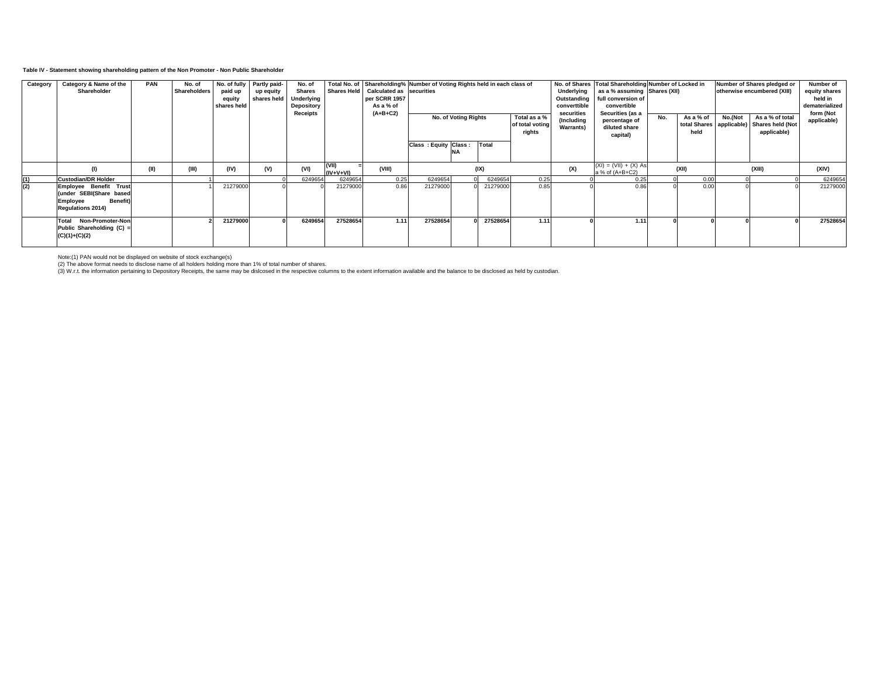**Table IV - Statement showing shareholding pattern of the Non Promoter - Non Public Shareholder**

| Category | Category & Name of the Shareholder | PAN | No. of Shareholders | No. of fully paid up equity shares held | Partly paid-up equity shares held | No. of Shares Underlying Depository Receipts | Total No. of Shares Held | Shareholding% Calculated as per SCRR 1957 As a % of (A+B+C2) | Number of Voting Rights held in each class of securities | | | | No. of Shares Underlying Outstanding converttible securities (Including Warrants) | Total Shareholding as a % assuming full conversion of convertible Securities (as a percentage of diluted share capital) | Number of Locked in Shares (XII) | | Number of Shares pledged or otherwise encumbered (XIII) | | Number of equity shares held in dematerialized form (Not applicable) |
|---|---|---|---|---|---|---|---|---|---|---|---|---|---|---|---|---|---|---|---|
| | | | | | | | | | No. of Voting Rights | | | Total as a % of total voting rights | | | No. | As a % of total Shares held | No.(Not applicable) | As a % of total Shares held (Not applicable) | |
| | | | | | | | | | Class : Equity | Class : NA | Total | | | | | | | | |
| | (I) | (II) | (III) | (IV) | (V) | (VI) | (VII) = (IV+V+VI) | (VIII) | (IX) | | | | (X) | (XI) = (VII) + (X) As a % of (A+B+C2) | (XII) | | (XIII) | | (XIV) |
| (1) | Custodian/DR Holder | | 1 | | 0 | 6249654 | 6249654 | 0.25 | 6249654 | 0 | 6249654 | 0.25 | 0 | 0.25 | 0 | 0.00 | 0 | 0 | 6249654 |
| (2) | Employee Benefit Trust (under SEBI(Share based Employee Benefit) Regulations 2014) | | 1 | 21279000 | 0 | 0 | 21279000 | 0.86 | 21279000 | 0 | 21279000 | 0.85 | 0 | 0.86 | 0 | 0.00 | 0 | 0 | 21279000 |
| | **Total Non-Promoter-Non Public Shareholding (C) = (C)(1)+(C)(2)** | | **2** | **21279000** | **0** | **6249654** | **27528654** | **1.11** | **27528654** | **0** | **27528654** | **1.11** | **0** | **1.11** | **0** | **0** | **0** | **0** | **27528654** |

Note:(1) PAN would not be displayed on website of stock exchange(s)
(2) The above format needs to disclose name of all holders holding more than 1% of total number of shares.
(3) W.r.t. the information pertaining to Depository Receipts, the same may be dislcosed in the respective columns to the extent information available and the balance to be disclosed as held by custodian.